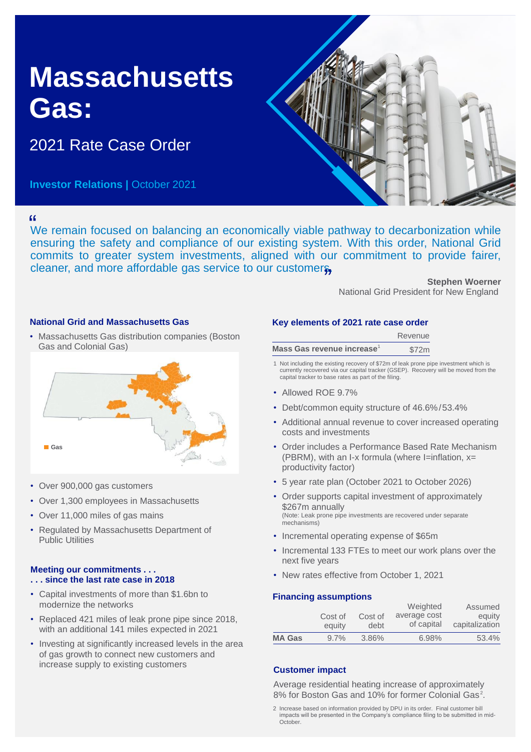# Massachusetts Gas:

## 2021 Rate Case Order

**Investor Relations |** October 2021

"We remain focused on balancing an economically viable pathway to decarbonization while ensuring the safety and compliance of our existing system. With this order, National Grid commits to greater system investments, aligned with our commitment to provide fairer, cleaner, and more affordable gas service to our customers"

**Stephen Woerner**
National Grid President for New England

### National Grid and Massachusetts Gas

- Massachusetts Gas distribution companies (Boston Gas and Colonial Gas)

Gas

- Over 900,000 gas customers
- Over 1,300 employees in Massachusetts
- Over 11,000 miles of gas mains
- Regulated by Massachusetts Department of Public Utilities

### Meeting our commitments . . . . . . since the last rate case in 2018

- Capital investments of more than $1.6bn to modernize the networks
- Replaced 421 miles of leak prone pipe since 2018, with an additional 141 miles expected in 2021
- Investing at significantly increased levels in the area of gas growth to connect new customers and increase supply to existing customers

### Key elements of 2021 rate case order

| | Revenue |
|---|---|
| **Mass Gas revenue increase**[1] | $72m |

1 Not including the existing recovery of $72m of leak prone pipe investment which is currently recovered via our capital tracker (GSEP). Recovery will be moved from the capital tracker to base rates as part of the filing.

- Allowed ROE 9.7%
- Debt/common equity structure of 46.6%/53.4%
- Additional annual revenue to cover increased operating costs and investments
- Order includes a Performance Based Rate Mechanism (PBRM), with an I-x formula (where I=inflation, x= productivity factor)
- 5 year rate plan (October 2021 to October 2026)
- Order supports capital investment of approximately $267m annually (Note: Leak prone pipe investments are recovered under separate mechanisms)
- Incremental operating expense of $65m
- Incremental 133 FTEs to meet our work plans over the next five years
- New rates effective from October 1, 2021

### Financing assumptions

| | Cost of equity | Cost of debt | Weighted average cost of capital | Assumed equity capitalization |
|---|---|---|---|---|
| **MA Gas** | 9.7% | 3.86% | 6.98% | 53.4% |

### Customer impact

Average residential heating increase of approximately 8% for Boston Gas and 10% for former Colonial Gas[2].

2 Increase based on information provided by DPU in its order. Final customer bill impacts will be presented in the Company's compliance filing to be submitted in mid-October.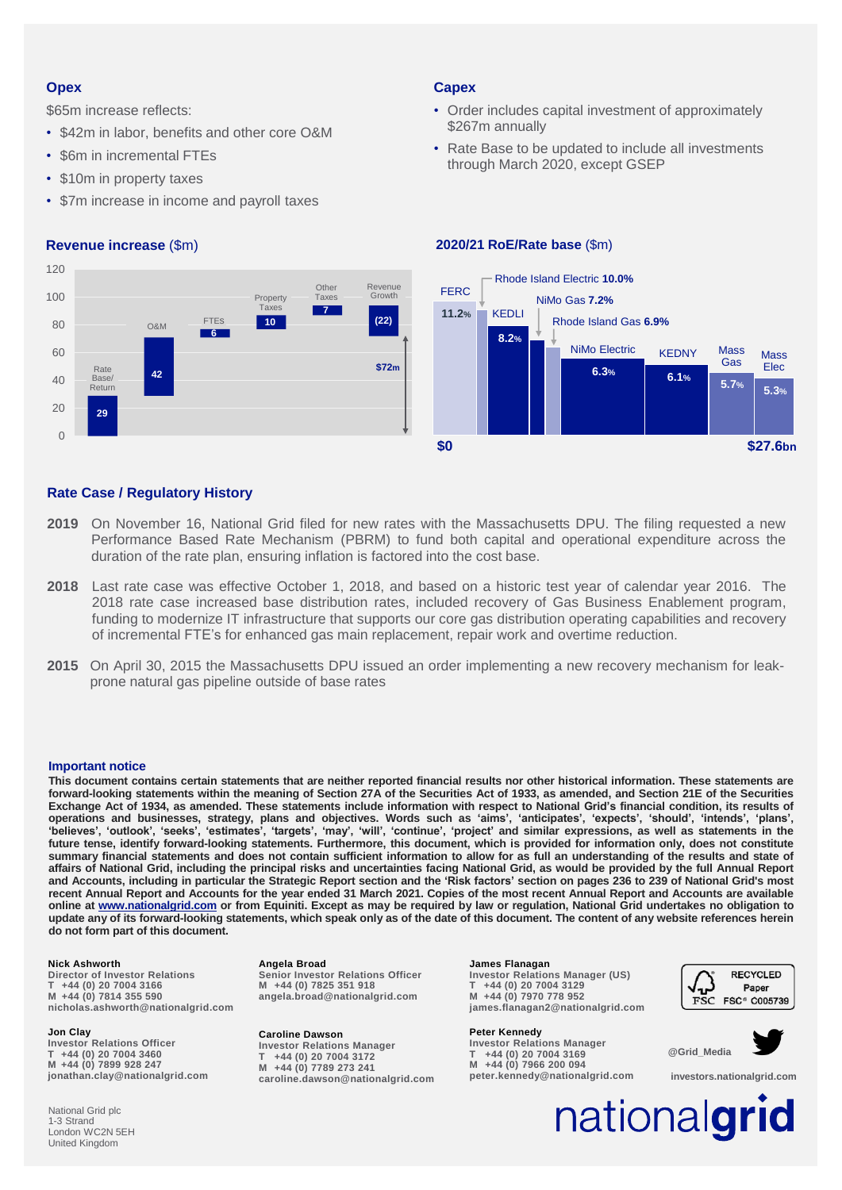## Opex

$65m increase reflects:

- $42m in labor, benefits and other core O&M
- $6m in incremental FTEs
- $10m in property taxes
- $7m increase in income and payroll taxes

## Capex

- Order includes capital investment of approximately $267m annually
- Rate Base to be updated to include all investments through March 2020, except GSEP

### Revenue increase ($m)

120
100
80
60
40
20
0

Rate Base/ Return 29
O&M 42
FTEs 6
Property Taxes 10
Other Taxes 7
Revenue Growth (22)
$72m

### 2020/21 RoE/Rate base ($m)

FERC 11.2%
Rhode Island Electric 10.0%
KEDLI 8.2%
NiMo Gas 7.2%
Rhode Island Gas 6.9%
NiMo Electric 6.3%
KEDNY 6.1%
Mass Gas 5.7%
Mass Elec 5.3%
$0
$27.6bn

## Rate Case / Regulatory History

**2019** On November 16, National Grid filed for new rates with the Massachusetts DPU. The filing requested a new Performance Based Rate Mechanism (PBRM) to fund both capital and operational expenditure across the duration of the rate plan, ensuring inflation is factored into the cost base.

**2018** Last rate case was effective October 1, 2018, and based on a historic test year of calendar year 2016. The 2018 rate case increased base distribution rates, included recovery of Gas Business Enablement program, funding to modernize IT infrastructure that supports our core gas distribution operating capabilities and recovery of incremental FTE's for enhanced gas main replacement, repair work and overtime reduction.

**2015** On April 30, 2015 the Massachusetts DPU issued an order implementing a new recovery mechanism for leak-prone natural gas pipeline outside of base rates

### Important notice

**This document contains certain statements that are neither reported financial results nor other historical information. These statements are forward-looking statements within the meaning of Section 27A of the Securities Act of 1933, as amended, and Section 21E of the Securities Exchange Act of 1934, as amended. These statements include information with respect to National Grid's financial condition, its results of operations and businesses, strategy, plans and objectives. Words such as 'aims', 'anticipates', 'expects', 'should', 'intends', 'plans', 'believes', 'outlook', 'seeks', 'estimates', 'targets', 'may', 'will', 'continue', 'project' and similar expressions, as well as statements in the future tense, identify forward-looking statements. Furthermore, this document, which is provided for information only, does not constitute summary financial statements and does not contain sufficient information to allow for as full an understanding of the results and state of affairs of National Grid, including the principal risks and uncertainties facing National Grid, as would be provided by the full Annual Report and Accounts, including in particular the Strategic Report section and the 'Risk factors' section on pages 236 to 239 of National Grid's most recent Annual Report and Accounts for the year ended 31 March 2021. Copies of the most recent Annual Report and Accounts are available online at www.nationalgrid.com or from Equiniti. Except as may be required by law or regulation, National Grid undertakes no obligation to update any of its forward-looking statements, which speak only as of the date of this document. The content of any website references herein do not form part of this document.**

**Nick Ashworth**
Director of Investor Relations
T +44 (0) 20 7004 3166
M +44 (0) 7814 355 590
nicholas.ashworth@nationalgrid.com

**Jon Clay**
Investor Relations Officer
T +44 (0) 20 7004 3460
M +44 (0) 7899 928 247
jonathan.clay@nationalgrid.com

**Angela Broad**
Senior Investor Relations Officer
M +44 (0) 7825 351 918
angela.broad@nationalgrid.com

**Caroline Dawson**
Investor Relations Manager
T +44 (0) 20 7004 3172
M +44 (0) 7789 273 241
caroline.dawson@nationalgrid.com

**James Flanagan**
Investor Relations Manager (US)
T +44 (0) 20 7004 3129
M +44 (0) 7970 778 952
james.flanagan2@nationalgrid.com

**Peter Kennedy**
Investor Relations Manager
T +44 (0) 20 7004 3169
M +44 (0) 7966 200 094
peter.kennedy@nationalgrid.com

RECYCLED Paper FSC FSC® C005739

@Grid_Media

investors.nationalgrid.com

National Grid plc
1-3 Strand
London WC2N 5EH
United Kingdom

nationalgrid